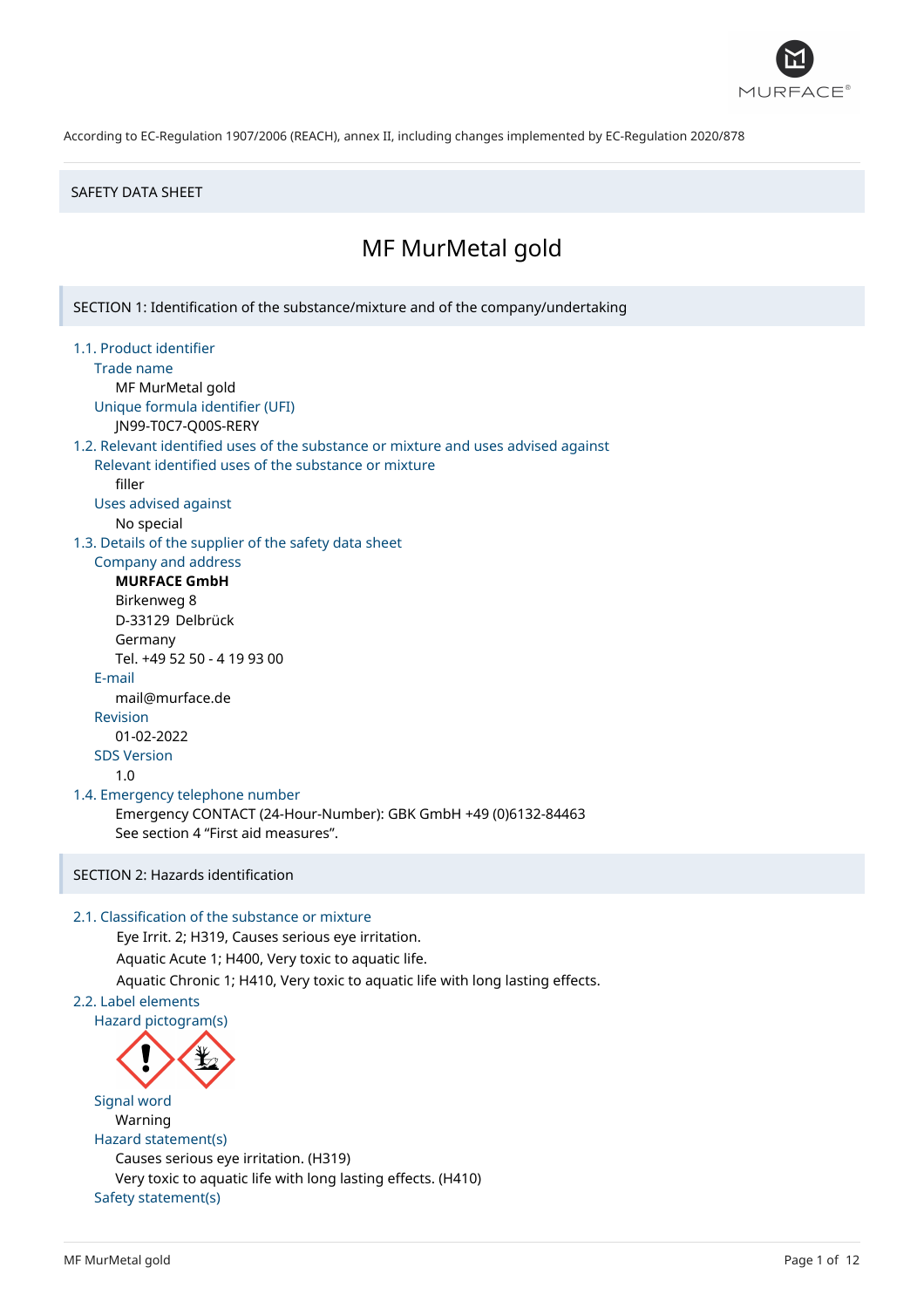According to EC-Regulation 1907/2006 (REACH), annex II, including changes implemented by EC-Regulation 2020/878

SAFETY DATA SHEET

# MF MurMetal gold

## SECTION 1: Identification of the substance/mixture and of the company/undertaking

### 1.1. Product identifier

Trade name

MF MurMetal gold

Unique formula identifier (UFI)

JN99-T0C7-Q00S-RERY

### 1.2. Relevant identified uses of the substance or mixture and uses advised against

Relevant identified uses of the substance or mixture

filler

Uses advised against

No special

### 1.3. Details of the supplier of the safety data sheet

Company and address

**MURFACE GmbH**
Birkenweg 8
D-33129 Delbrück
Germany
Tel. +49 52 50 - 4 19 93 00

E-mail

mail@murface.de

Revision

01-02-2022

SDS Version

1.0

### 1.4. Emergency telephone number

Emergency CONTACT (24-Hour-Number): GBK GmbH +49 (0)6132-84463
See section 4 "First aid measures".

## SECTION 2: Hazards identification

### 2.1. Classification of the substance or mixture

Eye Irrit. 2; H319, Causes serious eye irritation.
Aquatic Acute 1; H400, Very toxic to aquatic life.
Aquatic Chronic 1; H410, Very toxic to aquatic life with long lasting effects.

### 2.2. Label elements

Hazard pictogram(s)

Signal word

Warning

Hazard statement(s)

Causes serious eye irritation. (H319)
Very toxic to aquatic life with long lasting effects. (H410)

Safety statement(s)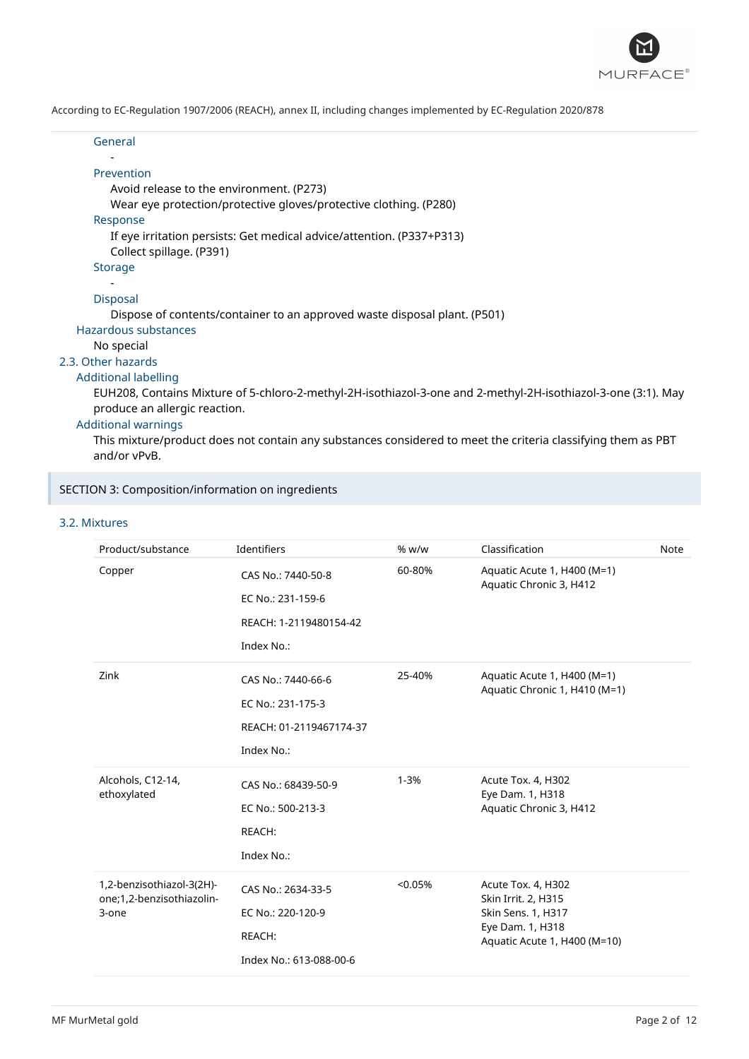According to EC-Regulation 1907/2006 (REACH), annex II, including changes implemented by EC-Regulation 2020/878

**General**

-

**Prevention**

Avoid release to the environment. (P273)
Wear eye protection/protective gloves/protective clothing. (P280)

**Response**

If eye irritation persists: Get medical advice/attention. (P337+P313)
Collect spillage. (P391)

**Storage**

-

**Disposal**

Dispose of contents/container to an approved waste disposal plant. (P501)

**Hazardous substances**

No special

### 2.3. Other hazards

**Additional labelling**

EUH208, Contains Mixture of 5-chloro-2-methyl-2H-isothiazol-3-one and 2-methyl-2H-isothiazol-3-one (3:1). May produce an allergic reaction.

**Additional warnings**

This mixture/product does not contain any substances considered to meet the criteria classifying them as PBT and/or vPvB.

## SECTION 3: Composition/information on ingredients

### 3.2. Mixtures

| Product/substance | Identifiers | % w/w | Classification | Note |
|---|---|---|---|---|
| Copper | CAS No.: 7440-50-8<br>EC No.: 231-159-6<br>REACH: 1-2119480154-42<br>Index No.: | 60-80% | Aquatic Acute 1, H400 (M=1)<br>Aquatic Chronic 3, H412 | |
| Zink | CAS No.: 7440-66-6<br>EC No.: 231-175-3<br>REACH: 01-2119467174-37<br>Index No.: | 25-40% | Aquatic Acute 1, H400 (M=1)<br>Aquatic Chronic 1, H410 (M=1) | |
| Alcohols, C12-14, ethoxylated | CAS No.: 68439-50-9<br>EC No.: 500-213-3<br>REACH:<br>Index No.: | 1-3% | Acute Tox. 4, H302<br>Eye Dam. 1, H318<br>Aquatic Chronic 3, H412 | |
| 1,2-benzisothiazol-3(2H)-one;1,2-benzisothiazolin-3-one | CAS No.: 2634-33-5<br>EC No.: 220-120-9<br>REACH:<br>Index No.: 613-088-00-6 | <0.05% | Acute Tox. 4, H302<br>Skin Irrit. 2, H315<br>Skin Sens. 1, H317<br>Eye Dam. 1, H318<br>Aquatic Acute 1, H400 (M=10) | |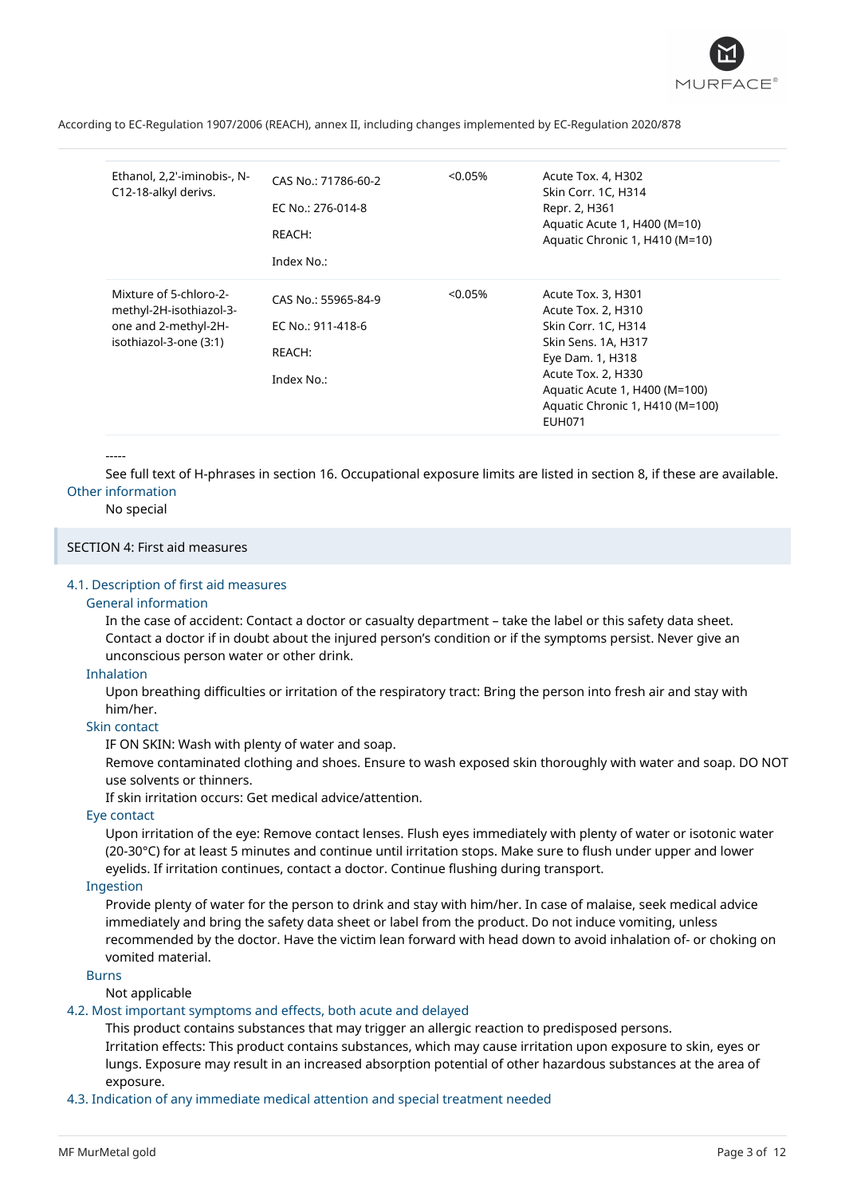| | | | |
|---|---|---|---|
| Ethanol, 2,2'-iminobis-, N-C12-18-alkyl derivs. | CAS No.: 71786-60-2<br>EC No.: 276-014-8<br>REACH:<br>Index No.: | <0.05% | Acute Tox. 4, H302<br>Skin Corr. 1C, H314<br>Repr. 2, H361<br>Aquatic Acute 1, H400 (M=10)<br>Aquatic Chronic 1, H410 (M=10) |
| Mixture of 5-chloro-2-methyl-2H-isothiazol-3-one and 2-methyl-2H-isothiazol-3-one (3:1) | CAS No.: 55965-84-9<br>EC No.: 911-418-6<br>REACH:<br>Index No.: | <0.05% | Acute Tox. 3, H301<br>Acute Tox. 2, H310<br>Skin Corr. 1C, H314<br>Skin Sens. 1A, H317<br>Eye Dam. 1, H318<br>Acute Tox. 2, H330<br>Aquatic Acute 1, H400 (M=100)<br>Aquatic Chronic 1, H410 (M=100)<br>EUH071 |

-----

See full text of H-phrases in section 16. Occupational exposure limits are listed in section 8, if these are available.

### Other information

No special

## SECTION 4: First aid measures

### 4.1. Description of first aid measures

#### General information

In the case of accident: Contact a doctor or casualty department – take the label or this safety data sheet. Contact a doctor if in doubt about the injured person's condition or if the symptoms persist. Never give an unconscious person water or other drink.

#### Inhalation

Upon breathing difficulties or irritation of the respiratory tract: Bring the person into fresh air and stay with him/her.

#### Skin contact

IF ON SKIN: Wash with plenty of water and soap.
Remove contaminated clothing and shoes. Ensure to wash exposed skin thoroughly with water and soap. DO NOT use solvents or thinners.
If skin irritation occurs: Get medical advice/attention.

#### Eye contact

Upon irritation of the eye: Remove contact lenses. Flush eyes immediately with plenty of water or isotonic water (20-30°C) for at least 5 minutes and continue until irritation stops. Make sure to flush under upper and lower eyelids. If irritation continues, contact a doctor. Continue flushing during transport.

#### Ingestion

Provide plenty of water for the person to drink and stay with him/her. In case of malaise, seek medical advice immediately and bring the safety data sheet or label from the product. Do not induce vomiting, unless recommended by the doctor. Have the victim lean forward with head down to avoid inhalation of- or choking on vomited material.

#### Burns

Not applicable

### 4.2. Most important symptoms and effects, both acute and delayed

This product contains substances that may trigger an allergic reaction to predisposed persons.
Irritation effects: This product contains substances, which may cause irritation upon exposure to skin, eyes or lungs. Exposure may result in an increased absorption potential of other hazardous substances at the area of exposure.

### 4.3. Indication of any immediate medical attention and special treatment needed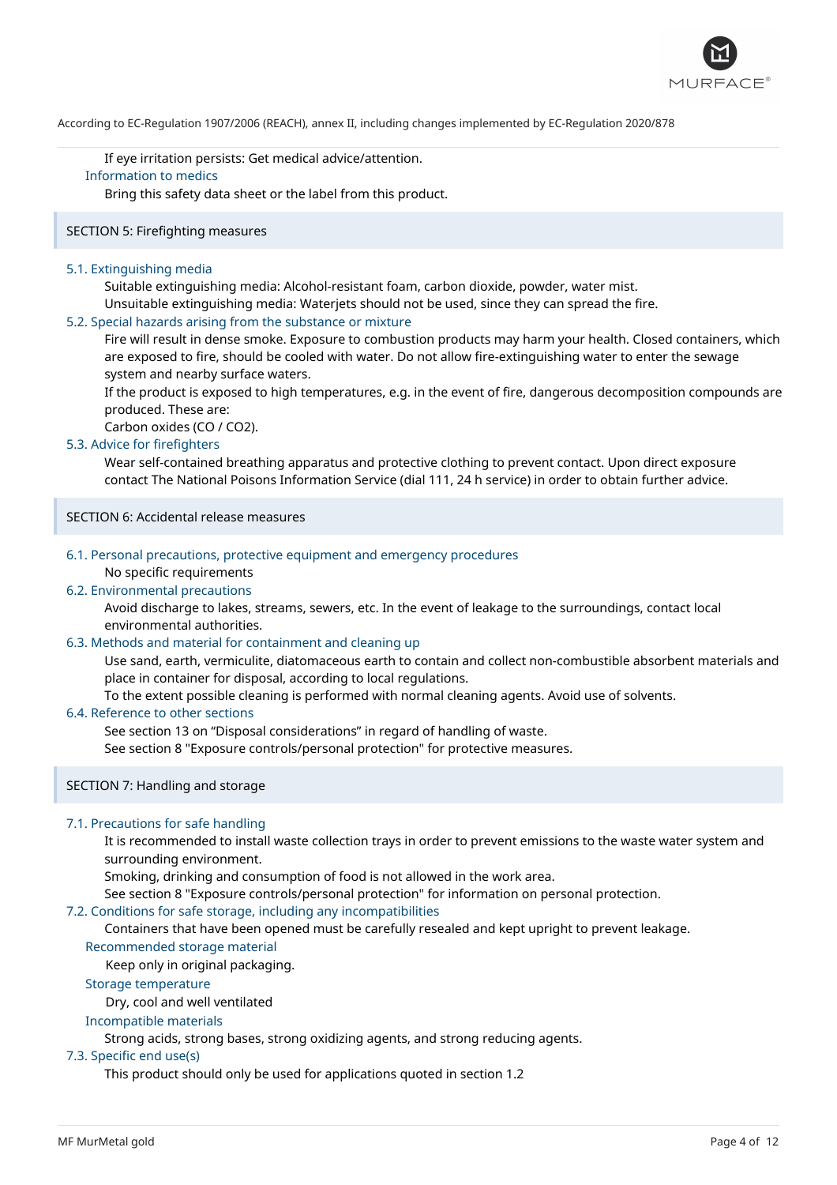If eye irritation persists: Get medical advice/attention.

**Information to medics**

Bring this safety data sheet or the label from this product.

## SECTION 5: Firefighting measures

### 5.1. Extinguishing media

Suitable extinguishing media: Alcohol-resistant foam, carbon dioxide, powder, water mist.
Unsuitable extinguishing media: Waterjets should not be used, since they can spread the fire.

### 5.2. Special hazards arising from the substance or mixture

Fire will result in dense smoke. Exposure to combustion products may harm your health. Closed containers, which are exposed to fire, should be cooled with water. Do not allow fire-extinguishing water to enter the sewage system and nearby surface waters.
If the product is exposed to high temperatures, e.g. in the event of fire, dangerous decomposition compounds are produced. These are:
Carbon oxides ($CO$ / $CO_2$).

### 5.3. Advice for firefighters

Wear self-contained breathing apparatus and protective clothing to prevent contact. Upon direct exposure contact The National Poisons Information Service (dial 111, 24 h service) in order to obtain further advice.

## SECTION 6: Accidental release measures

### 6.1. Personal precautions, protective equipment and emergency procedures

No specific requirements

### 6.2. Environmental precautions

Avoid discharge to lakes, streams, sewers, etc. In the event of leakage to the surroundings, contact local environmental authorities.

### 6.3. Methods and material for containment and cleaning up

Use sand, earth, vermiculite, diatomaceous earth to contain and collect non-combustible absorbent materials and place in container for disposal, according to local regulations.
To the extent possible cleaning is performed with normal cleaning agents. Avoid use of solvents.

### 6.4. Reference to other sections

See section 13 on "Disposal considerations" in regard of handling of waste.
See section 8 "Exposure controls/personal protection" for protective measures.

## SECTION 7: Handling and storage

### 7.1. Precautions for safe handling

It is recommended to install waste collection trays in order to prevent emissions to the waste water system and surrounding environment.
Smoking, drinking and consumption of food is not allowed in the work area.
See section 8 "Exposure controls/personal protection" for information on personal protection.

### 7.2. Conditions for safe storage, including any incompatibilities

Containers that have been opened must be carefully resealed and kept upright to prevent leakage.

**Recommended storage material**

Keep only in original packaging.

**Storage temperature**

Dry, cool and well ventilated

**Incompatible materials**

Strong acids, strong bases, strong oxidizing agents, and strong reducing agents.

### 7.3. Specific end use(s)

This product should only be used for applications quoted in section 1.2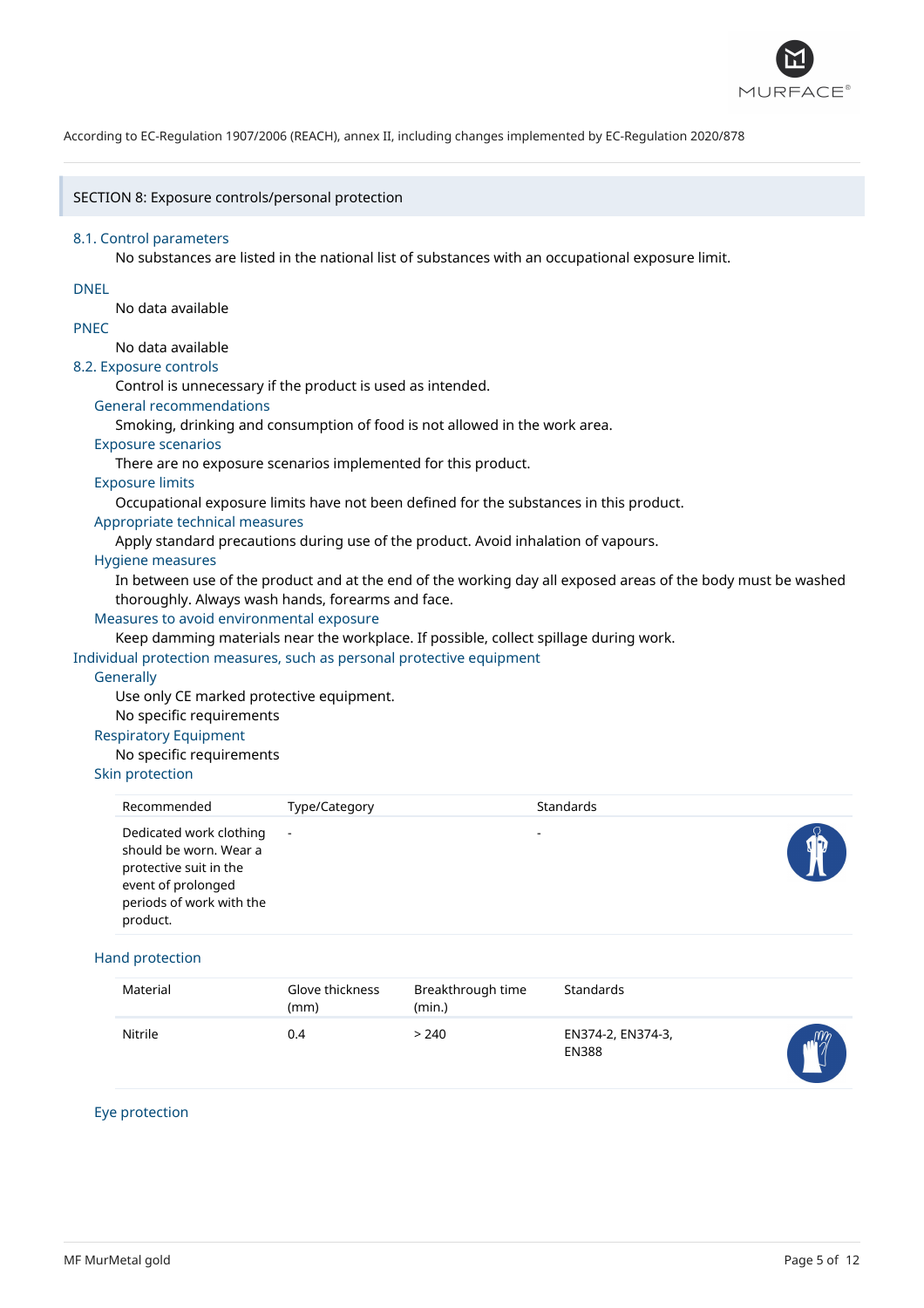According to EC-Regulation 1907/2006 (REACH), annex II, including changes implemented by EC-Regulation 2020/878

## SECTION 8: Exposure controls/personal protection

### 8.1. Control parameters

No substances are listed in the national list of substances with an occupational exposure limit.

**DNEL**

No data available

**PNEC**

No data available

### 8.2. Exposure controls

Control is unnecessary if the product is used as intended.

**General recommendations**

Smoking, drinking and consumption of food is not allowed in the work area.

**Exposure scenarios**

There are no exposure scenarios implemented for this product.

**Exposure limits**

Occupational exposure limits have not been defined for the substances in this product.

**Appropriate technical measures**

Apply standard precautions during use of the product. Avoid inhalation of vapours.

**Hygiene measures**

In between use of the product and at the end of the working day all exposed areas of the body must be washed thoroughly. Always wash hands, forearms and face.

**Measures to avoid environmental exposure**

Keep damming materials near the workplace. If possible, collect spillage during work.

### Individual protection measures, such as personal protective equipment

**Generally**

Use only CE marked protective equipment.
No specific requirements

**Respiratory Equipment**

No specific requirements

**Skin protection**

| Recommended | Type/Category | Standards |
|---|---|---|
| Dedicated work clothing should be worn. Wear a protective suit in the event of prolonged periods of work with the product. | - | - |

**Hand protection**

| Material | Glove thickness (mm) | Breakthrough time (min.) | Standards |
|---|---|---|---|
| Nitrile | 0.4 | > 240 | EN374-2, EN374-3, EN388 |

**Eye protection**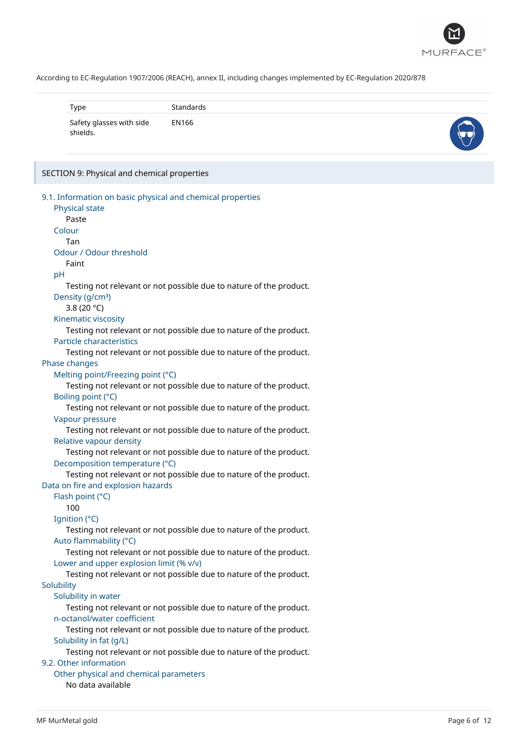According to EC-Regulation 1907/2006 (REACH), annex II, including changes implemented by EC-Regulation 2020/878

| Type | Standards |
| --- | --- |
| Safety glasses with side shields. | EN166 |

## SECTION 9: Physical and chemical properties

### 9.1. Information on basic physical and chemical properties

**Physical state**
Paste

**Colour**
Tan

**Odour / Odour threshold**
Faint

**pH**
Testing not relevant or not possible due to nature of the product.

**Density (g/cm³)**
3.8 (20 °C)

**Kinematic viscosity**
Testing not relevant or not possible due to nature of the product.

**Particle characteristics**
Testing not relevant or not possible due to nature of the product.

**Phase changes**

**Melting point/Freezing point (°C)**
Testing not relevant or not possible due to nature of the product.

**Boiling point (°C)**
Testing not relevant or not possible due to nature of the product.

**Vapour pressure**
Testing not relevant or not possible due to nature of the product.

**Relative vapour density**
Testing not relevant or not possible due to nature of the product.

**Decomposition temperature (°C)**
Testing not relevant or not possible due to nature of the product.

**Data on fire and explosion hazards**

**Flash point (°C)**
100

**Ignition (°C)**
Testing not relevant or not possible due to nature of the product.

**Auto flammability (°C)**
Testing not relevant or not possible due to nature of the product.

**Lower and upper explosion limit (% v/v)**
Testing not relevant or not possible due to nature of the product.

**Solubility**

**Solubility in water**
Testing not relevant or not possible due to nature of the product.

**n-octanol/water coefficient**
Testing not relevant or not possible due to nature of the product.

**Solubility in fat (g/L)**
Testing not relevant or not possible due to nature of the product.

### 9.2. Other information

**Other physical and chemical parameters**
No data available

MF MurMetal gold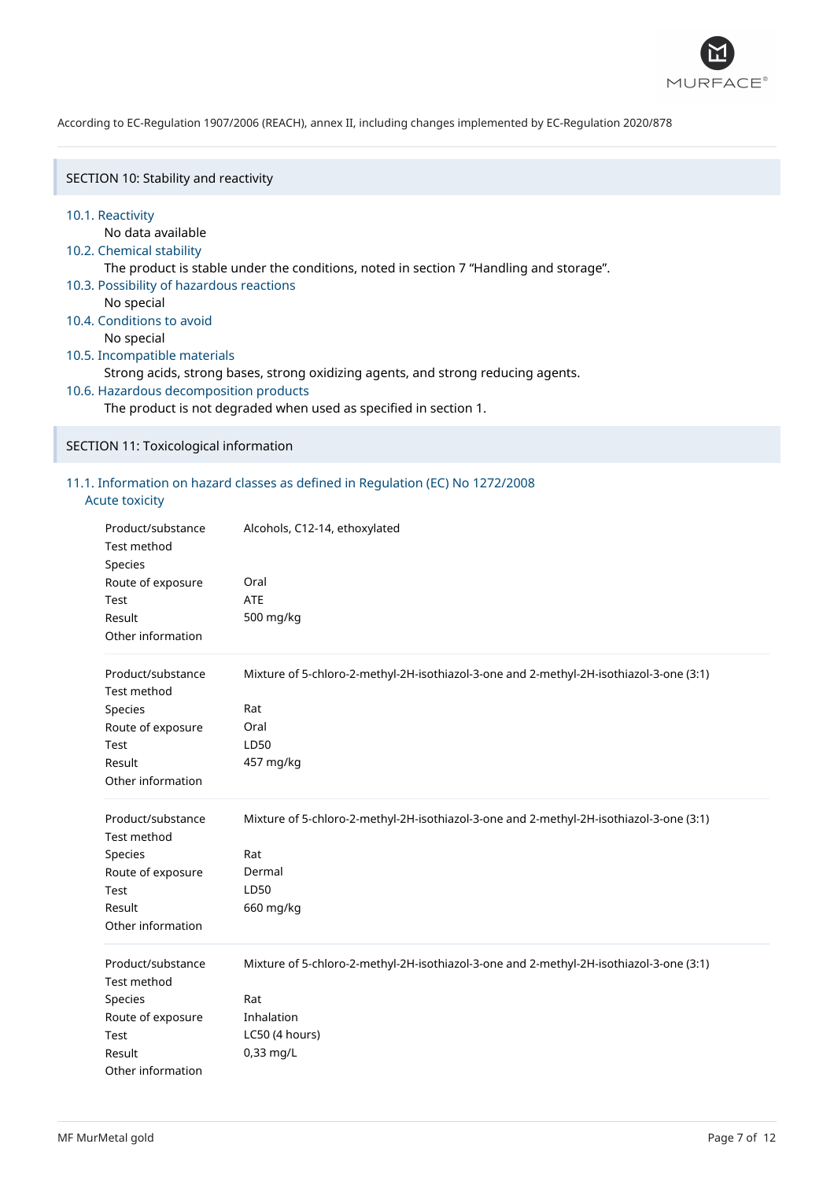According to EC-Regulation 1907/2006 (REACH), annex II, including changes implemented by EC-Regulation 2020/878

## SECTION 10: Stability and reactivity

### 10.1. Reactivity

No data available

### 10.2. Chemical stability

The product is stable under the conditions, noted in section 7 "Handling and storage".

### 10.3. Possibility of hazardous reactions

No special

### 10.4. Conditions to avoid

No special

### 10.5. Incompatible materials

Strong acids, strong bases, strong oxidizing agents, and strong reducing agents.

### 10.6. Hazardous decomposition products

The product is not degraded when used as specified in section 1.

## SECTION 11: Toxicological information

### 11.1. Information on hazard classes as defined in Regulation (EC) No 1272/2008

#### Acute toxicity

| | |
|---|---|
| Product/substance | Alcohols, C12-14, ethoxylated |
| Test method | |
| Species | |
| Route of exposure | Oral |
| Test | ATE |
| Result | 500 mg/kg |
| Other information | |

| | |
|---|---|
| Product/substance | Mixture of 5-chloro-2-methyl-2H-isothiazol-3-one and 2-methyl-2H-isothiazol-3-one (3:1) |
| Test method | |
| Species | Rat |
| Route of exposure | Oral |
| Test | LD50 |
| Result | 457 mg/kg |
| Other information | |

| | |
|---|---|
| Product/substance | Mixture of 5-chloro-2-methyl-2H-isothiazol-3-one and 2-methyl-2H-isothiazol-3-one (3:1) |
| Test method | |
| Species | Rat |
| Route of exposure | Dermal |
| Test | LD50 |
| Result | 660 mg/kg |
| Other information | |

| | |
|---|---|
| Product/substance | Mixture of 5-chloro-2-methyl-2H-isothiazol-3-one and 2-methyl-2H-isothiazol-3-one (3:1) |
| Test method | |
| Species | Rat |
| Route of exposure | Inhalation |
| Test | LC50 (4 hours) |
| Result | 0,33 mg/L |
| Other information | |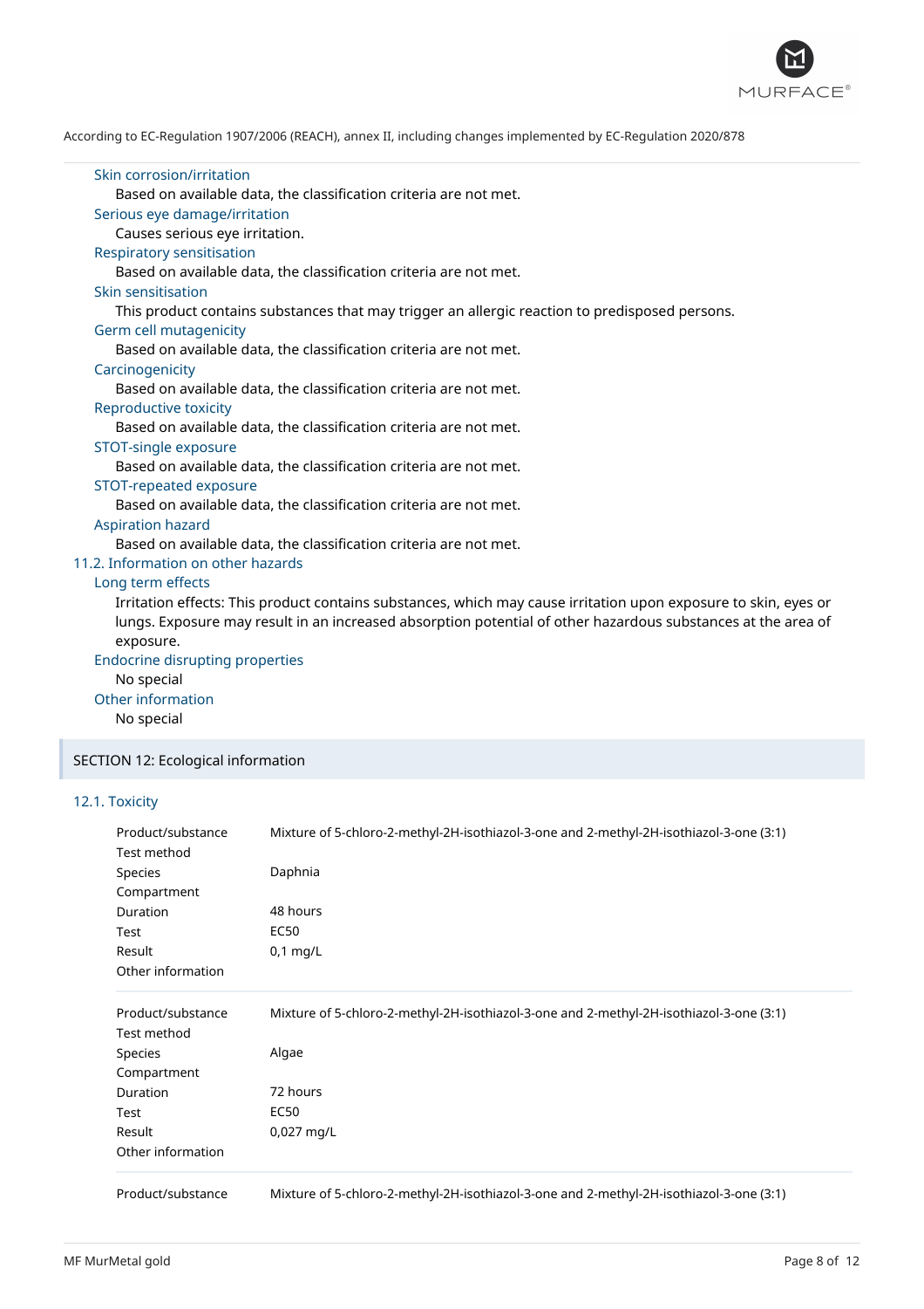### Skin corrosion/irritation

Based on available data, the classification criteria are not met.

### Serious eye damage/irritation

Causes serious eye irritation.

### Respiratory sensitisation

Based on available data, the classification criteria are not met.

### Skin sensitisation

This product contains substances that may trigger an allergic reaction to predisposed persons.

### Germ cell mutagenicity

Based on available data, the classification criteria are not met.

### Carcinogenicity

Based on available data, the classification criteria are not met.

### Reproductive toxicity

Based on available data, the classification criteria are not met.

### STOT-single exposure

Based on available data, the classification criteria are not met.

### STOT-repeated exposure

Based on available data, the classification criteria are not met.

### Aspiration hazard

Based on available data, the classification criteria are not met.

## 11.2. Information on other hazards

### Long term effects

Irritation effects: This product contains substances, which may cause irritation upon exposure to skin, eyes or lungs. Exposure may result in an increased absorption potential of other hazardous substances at the area of exposure.

### Endocrine disrupting properties

No special

### Other information

No special

## SECTION 12: Ecological information

### 12.1. Toxicity

| | |
|---|---|
| Product/substance | Mixture of 5-chloro-2-methyl-2H-isothiazol-3-one and 2-methyl-2H-isothiazol-3-one (3:1) |
| Test method | |
| Species | Daphnia |
| Compartment | |
| Duration | 48 hours |
| Test | EC50 |
| Result | 0,1 mg/L |
| Other information | |

| | |
|---|---|
| Product/substance | Mixture of 5-chloro-2-methyl-2H-isothiazol-3-one and 2-methyl-2H-isothiazol-3-one (3:1) |
| Test method | |
| Species | Algae |
| Compartment | |
| Duration | 72 hours |
| Test | EC50 |
| Result | 0,027 mg/L |
| Other information | |

| | |
|---|---|
| Product/substance | Mixture of 5-chloro-2-methyl-2H-isothiazol-3-one and 2-methyl-2H-isothiazol-3-one (3:1) |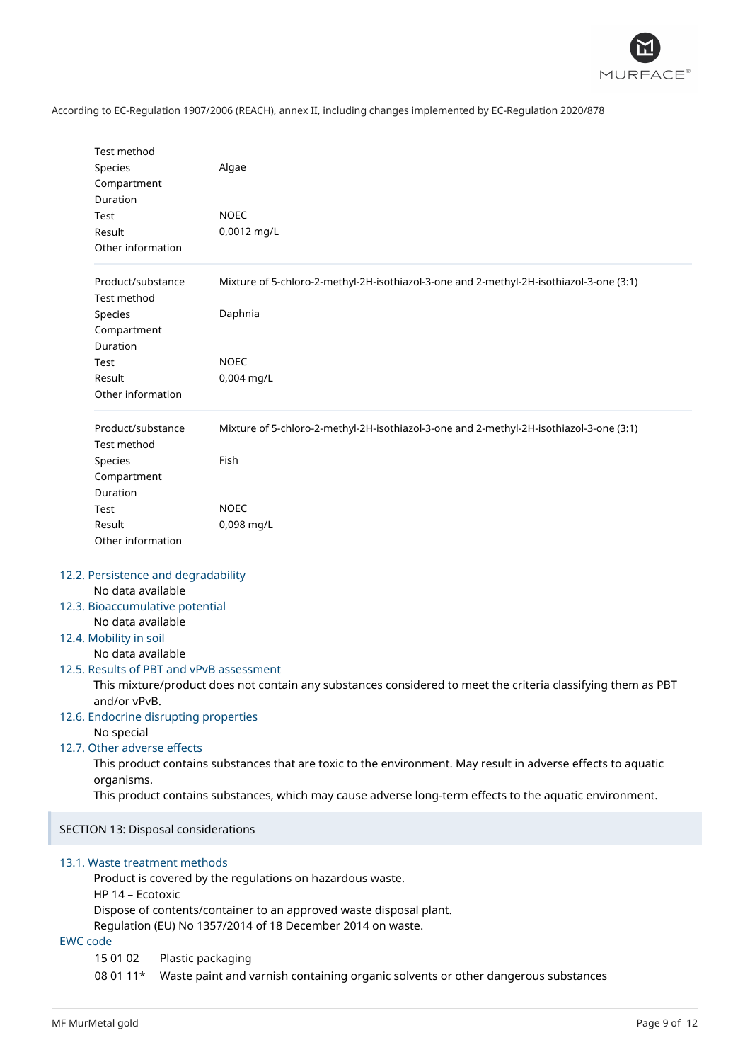| | |
|---|---|
| Test method | |
| Species | Algae |
| Compartment | |
| Duration | |
| Test | NOEC |
| Result | 0,0012 mg/L |
| Other information | |

| | |
|---|---|
| Product/substance | Mixture of 5-chloro-2-methyl-2H-isothiazol-3-one and 2-methyl-2H-isothiazol-3-one (3:1) |
| Test method | |
| Species | Daphnia |
| Compartment | |
| Duration | |
| Test | NOEC |
| Result | 0,004 mg/L |
| Other information | |

| | |
|---|---|
| Product/substance | Mixture of 5-chloro-2-methyl-2H-isothiazol-3-one and 2-methyl-2H-isothiazol-3-one (3:1) |
| Test method | |
| Species | Fish |
| Compartment | |
| Duration | |
| Test | NOEC |
| Result | 0,098 mg/L |
| Other information | |

### 12.2. Persistence and degradability

No data available

### 12.3. Bioaccumulative potential

No data available

### 12.4. Mobility in soil

No data available

### 12.5. Results of PBT and vPvB assessment

This mixture/product does not contain any substances considered to meet the criteria classifying them as PBT and/or vPvB.

### 12.6. Endocrine disrupting properties

No special

### 12.7. Other adverse effects

This product contains substances that are toxic to the environment. May result in adverse effects to aquatic organisms.

This product contains substances, which may cause adverse long-term effects to the aquatic environment.

## SECTION 13: Disposal considerations

### 13.1. Waste treatment methods

Product is covered by the regulations on hazardous waste.

HP 14 – Ecotoxic

Dispose of contents/container to an approved waste disposal plant.

Regulation (EU) No 1357/2014 of 18 December 2014 on waste.

### EWC code

| | |
|---|---|
| 15 01 02 | Plastic packaging |
| 08 01 11* | Waste paint and varnish containing organic solvents or other dangerous substances |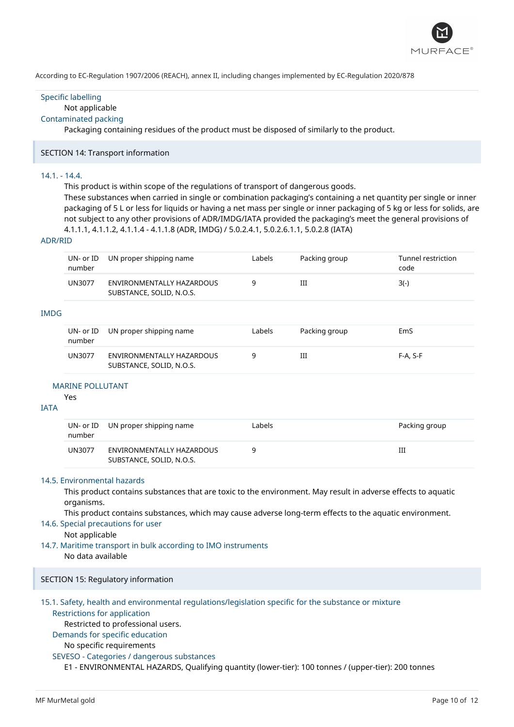According to EC-Regulation 1907/2006 (REACH), annex II, including changes implemented by EC-Regulation 2020/878

### Specific labelling

Not applicable

### Contaminated packing

Packaging containing residues of the product must be disposed of similarly to the product.

## SECTION 14: Transport information

### 14.1. - 14.4.

This product is within scope of the regulations of transport of dangerous goods.
These substances when carried in single or combination packaging's containing a net quantity per single or inner packaging of 5 L or less for liquids or having a net mass per single or inner packaging of 5 kg or less for solids, are not subject to any other provisions of ADR/IMDG/IATA provided the packaging's meet the general provisions of 4.1.1.1, 4.1.1.2, 4.1.1.4 - 4.1.1.8 (ADR, IMDG) / 5.0.2.4.1, 5.0.2.6.1.1, 5.0.2.8 (IATA)

### ADR/RID

| UN- or ID number | UN proper shipping name | Labels | Packing group | Tunnel restriction code |
|---|---|---|---|---|
| UN3077 | ENVIRONMENTALLY HAZARDOUS SUBSTANCE, SOLID, N.O.S. | 9 | III | 3(-) |

### IMDG

| UN- or ID number | UN proper shipping name | Labels | Packing group | EmS |
|---|---|---|---|---|
| UN3077 | ENVIRONMENTALLY HAZARDOUS SUBSTANCE, SOLID, N.O.S. | 9 | III | F-A, S-F |

#### MARINE POLLUTANT

Yes

### IATA

| UN- or ID number | UN proper shipping name | Labels | Packing group |
|---|---|---|---|
| UN3077 | ENVIRONMENTALLY HAZARDOUS SUBSTANCE, SOLID, N.O.S. | 9 | III |

### 14.5. Environmental hazards

This product contains substances that are toxic to the environment. May result in adverse effects to aquatic organisms.
This product contains substances, which may cause adverse long-term effects to the aquatic environment.

### 14.6. Special precautions for user

Not applicable

### 14.7. Maritime transport in bulk according to IMO instruments

No data available

## SECTION 15: Regulatory information

### 15.1. Safety, health and environmental regulations/legislation specific for the substance or mixture

#### Restrictions for application

Restricted to professional users.

#### Demands for specific education

No specific requirements

#### SEVESO - Categories / dangerous substances

E1 - ENVIRONMENTAL HAZARDS, Qualifying quantity (lower-tier): 100 tonnes / (upper-tier): 200 tonnes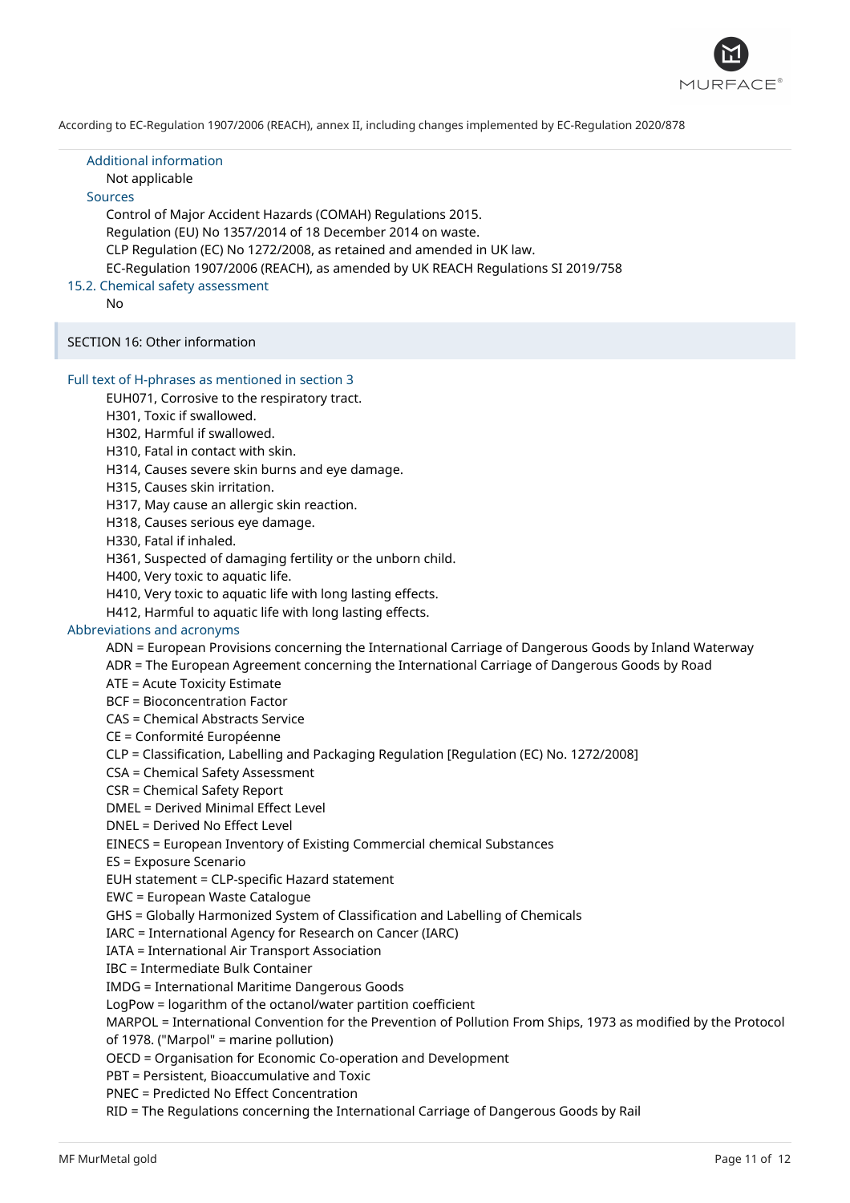### Additional information

Not applicable

### Sources

Control of Major Accident Hazards (COMAH) Regulations 2015.
Regulation (EU) No 1357/2014 of 18 December 2014 on waste.
CLP Regulation (EC) No 1272/2008, as retained and amended in UK law.
EC-Regulation 1907/2006 (REACH), as amended by UK REACH Regulations SI 2019/758

### 15.2. Chemical safety assessment

No

## SECTION 16: Other information

### Full text of H-phrases as mentioned in section 3

EUH071, Corrosive to the respiratory tract.
H301, Toxic if swallowed.
H302, Harmful if swallowed.
H310, Fatal in contact with skin.
H314, Causes severe skin burns and eye damage.
H315, Causes skin irritation.
H317, May cause an allergic skin reaction.
H318, Causes serious eye damage.
H330, Fatal if inhaled.
H361, Suspected of damaging fertility or the unborn child.
H400, Very toxic to aquatic life.
H410, Very toxic to aquatic life with long lasting effects.
H412, Harmful to aquatic life with long lasting effects.

### Abbreviations and acronyms

ADN = European Provisions concerning the International Carriage of Dangerous Goods by Inland Waterway
ADR = The European Agreement concerning the International Carriage of Dangerous Goods by Road
ATE = Acute Toxicity Estimate
BCF = Bioconcentration Factor
CAS = Chemical Abstracts Service
CE = Conformité Européenne
CLP = Classification, Labelling and Packaging Regulation [Regulation (EC) No. 1272/2008]
CSA = Chemical Safety Assessment
CSR = Chemical Safety Report
DMEL = Derived Minimal Effect Level
DNEL = Derived No Effect Level
EINECS = European Inventory of Existing Commercial chemical Substances
ES = Exposure Scenario
EUH statement = CLP-specific Hazard statement
EWC = European Waste Catalogue
GHS = Globally Harmonized System of Classification and Labelling of Chemicals
IARC = International Agency for Research on Cancer (IARC)
IATA = International Air Transport Association
IBC = Intermediate Bulk Container
IMDG = International Maritime Dangerous Goods
LogPow = logarithm of the octanol/water partition coefficient
MARPOL = International Convention for the Prevention of Pollution From Ships, 1973 as modified by the Protocol of 1978. ("Marpol" = marine pollution)
OECD = Organisation for Economic Co-operation and Development
PBT = Persistent, Bioaccumulative and Toxic
PNEC = Predicted No Effect Concentration
RID = The Regulations concerning the International Carriage of Dangerous Goods by Rail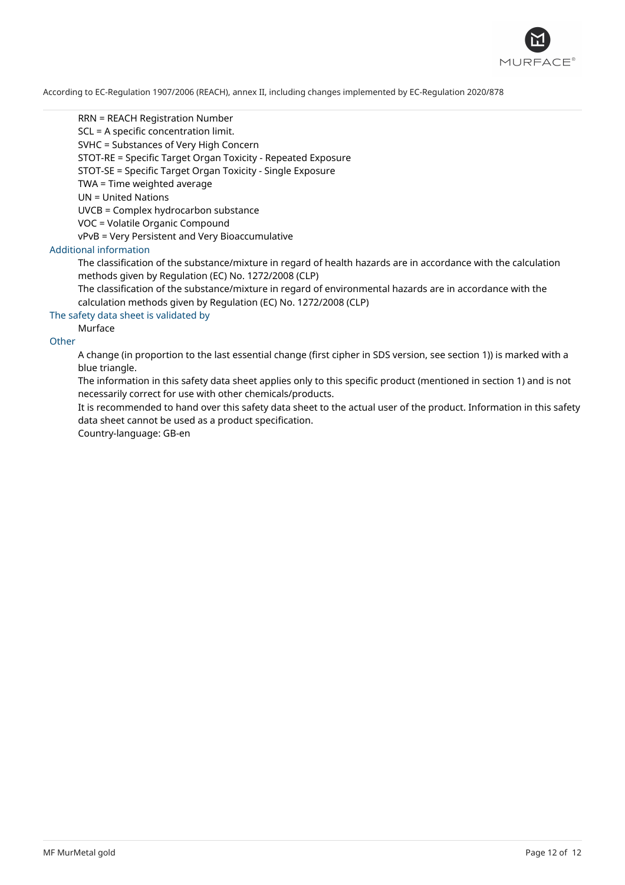RRN = REACH Registration Number
SCL = A specific concentration limit.
SVHC = Substances of Very High Concern
STOT-RE = Specific Target Organ Toxicity - Repeated Exposure
STOT-SE = Specific Target Organ Toxicity - Single Exposure
TWA = Time weighted average
UN = United Nations
UVCB = Complex hydrocarbon substance
VOC = Volatile Organic Compound
vPvB = Very Persistent and Very Bioaccumulative

### Additional information

The classification of the substance/mixture in regard of health hazards are in accordance with the calculation methods given by Regulation (EC) No. 1272/2008 (CLP)
The classification of the substance/mixture in regard of environmental hazards are in accordance with the calculation methods given by Regulation (EC) No. 1272/2008 (CLP)

### The safety data sheet is validated by

Murface

### Other

A change (in proportion to the last essential change (first cipher in SDS version, see section 1)) is marked with a blue triangle.
The information in this safety data sheet applies only to this specific product (mentioned in section 1) and is not necessarily correct for use with other chemicals/products.
It is recommended to hand over this safety data sheet to the actual user of the product. Information in this safety data sheet cannot be used as a product specification.
Country-language: GB-en